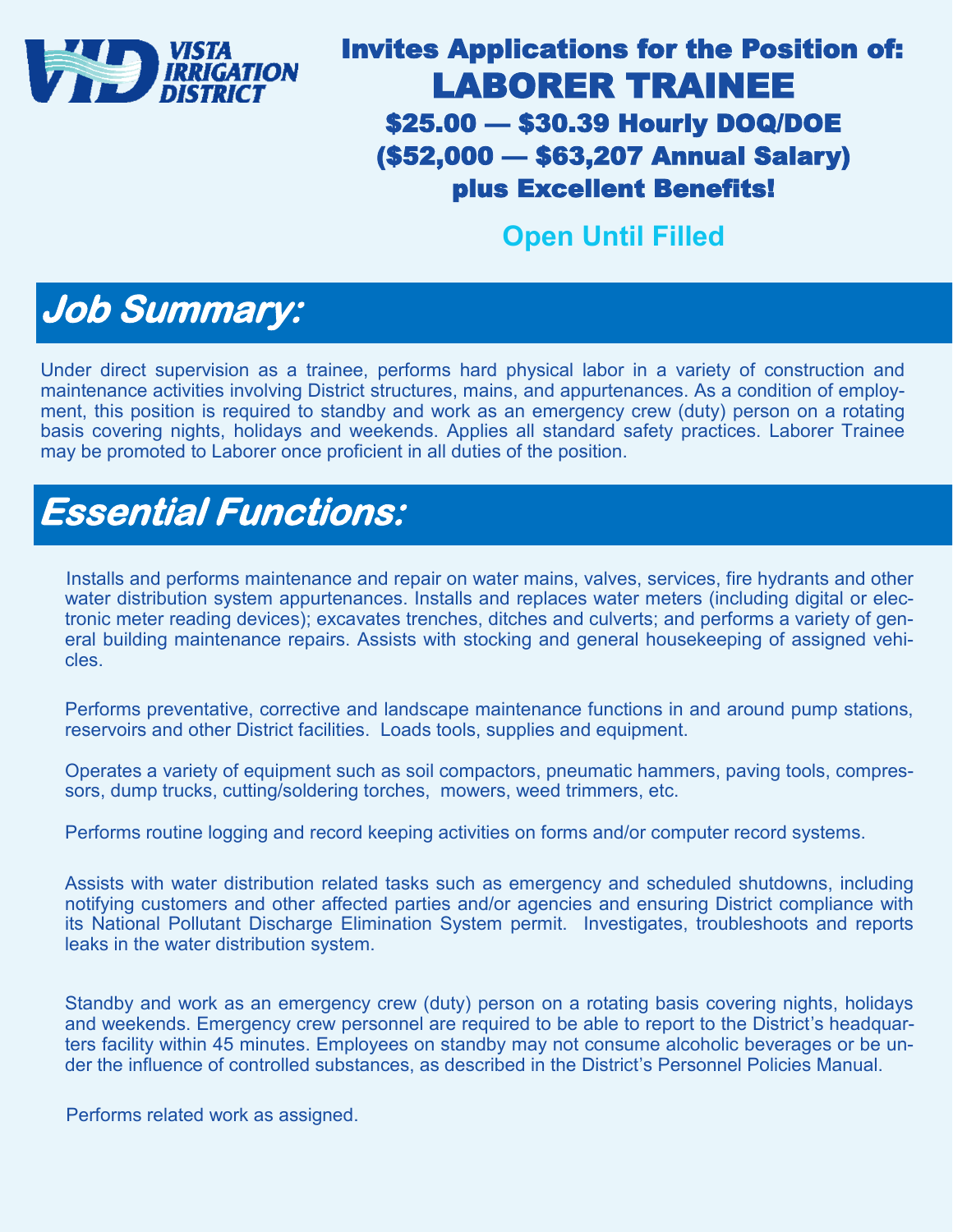VISTA IRRIGATION DISTRICT

# Invites Applications for the Position of:

# LABORER TRAINEE

**$25.00 — $30.39 Hourly DOQ/DOE**

**($52,000 — $63,207 Annual Salary)**

**plus Excellent Benefits!**

**Open Until Filled**

## Job Summary:

Under direct supervision as a trainee, performs hard physical labor in a variety of construction and maintenance activities involving District structures, mains, and appurtenances. As a condition of employment, this position is required to standby and work as an emergency crew (duty) person on a rotating basis covering nights, holidays and weekends. Applies all standard safety practices. Laborer Trainee may be promoted to Laborer once proficient in all duties of the position.

## Essential Functions:

Installs and performs maintenance and repair on water mains, valves, services, fire hydrants and other water distribution system appurtenances. Installs and replaces water meters (including digital or electronic meter reading devices); excavates trenches, ditches and culverts; and performs a variety of general building maintenance repairs. Assists with stocking and general housekeeping of assigned vehicles.

Performs preventative, corrective and landscape maintenance functions in and around pump stations, reservoirs and other District facilities. Loads tools, supplies and equipment.

Operates a variety of equipment such as soil compactors, pneumatic hammers, paving tools, compressors, dump trucks, cutting/soldering torches, mowers, weed trimmers, etc.

Performs routine logging and record keeping activities on forms and/or computer record systems.

Assists with water distribution related tasks such as emergency and scheduled shutdowns, including notifying customers and other affected parties and/or agencies and ensuring District compliance with its National Pollutant Discharge Elimination System permit. Investigates, troubleshoots and reports leaks in the water distribution system.

Standby and work as an emergency crew (duty) person on a rotating basis covering nights, holidays and weekends. Emergency crew personnel are required to be able to report to the District's headquarters facility within 45 minutes. Employees on standby may not consume alcoholic beverages or be under the influence of controlled substances, as described in the District's Personnel Policies Manual.

Performs related work as assigned.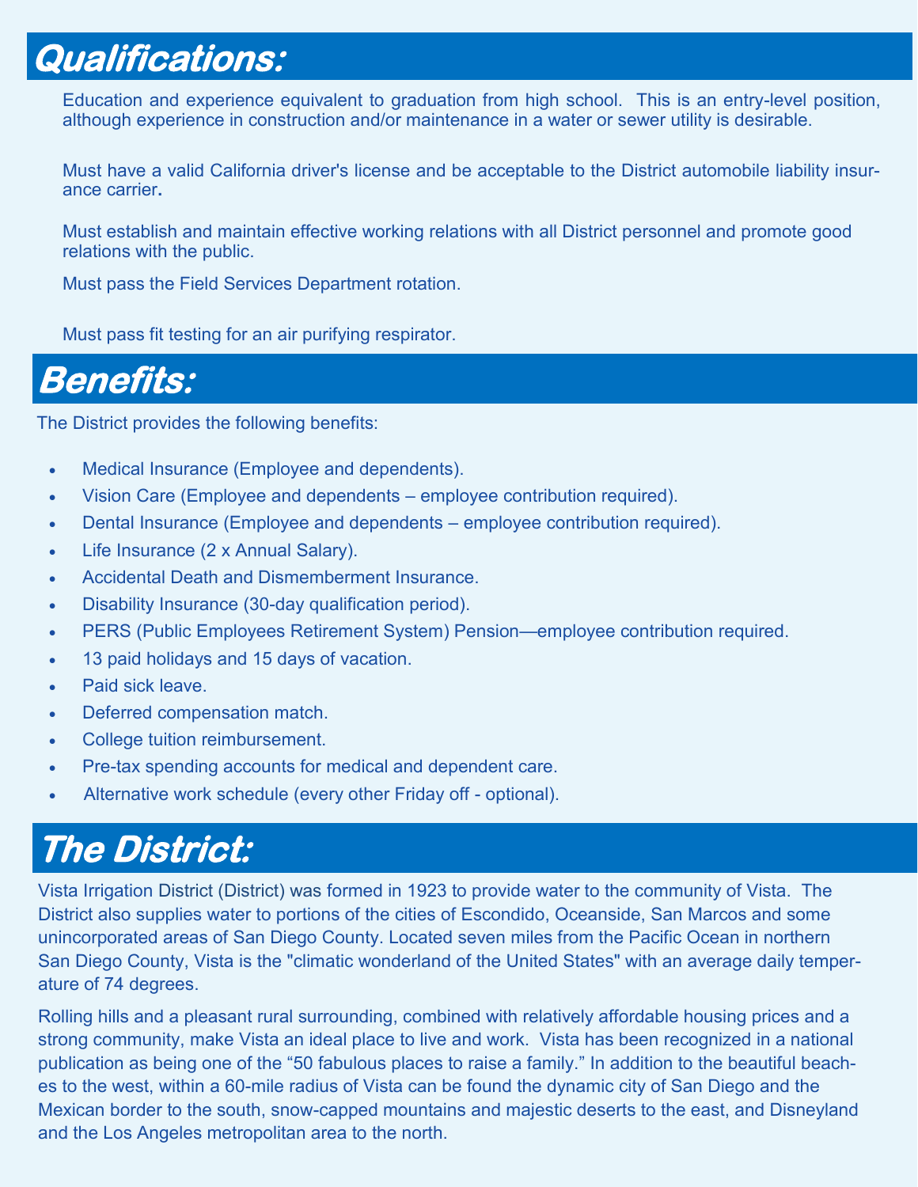## Qualifications:

Education and experience equivalent to graduation from high school. This is an entry-level position, although experience in construction and/or maintenance in a water or sewer utility is desirable.

Must have a valid California driver's license and be acceptable to the District automobile liability insurance carrier.

Must establish and maintain effective working relations with all District personnel and promote good relations with the public.

Must pass the Field Services Department rotation.

Must pass fit testing for an air purifying respirator.

## Benefits:

The District provides the following benefits:

- Medical Insurance (Employee and dependents).
- Vision Care (Employee and dependents – employee contribution required).
- Dental Insurance (Employee and dependents – employee contribution required).
- Life Insurance (2 x Annual Salary).
- Accidental Death and Dismemberment Insurance.
- Disability Insurance (30-day qualification period).
- PERS (Public Employees Retirement System) Pension—employee contribution required.
- 13 paid holidays and 15 days of vacation.
- Paid sick leave.
- Deferred compensation match.
- College tuition reimbursement.
- Pre-tax spending accounts for medical and dependent care.
- Alternative work schedule (every other Friday off - optional).

## The District:

Vista Irrigation District (District) was formed in 1923 to provide water to the community of Vista. The District also supplies water to portions of the cities of Escondido, Oceanside, San Marcos and some unincorporated areas of San Diego County. Located seven miles from the Pacific Ocean in northern San Diego County, Vista is the "climatic wonderland of the United States" with an average daily temperature of 74 degrees.

Rolling hills and a pleasant rural surrounding, combined with relatively affordable housing prices and a strong community, make Vista an ideal place to live and work. Vista has been recognized in a national publication as being one of the "50 fabulous places to raise a family." In addition to the beautiful beaches to the west, within a 60-mile radius of Vista can be found the dynamic city of San Diego and the Mexican border to the south, snow-capped mountains and majestic deserts to the east, and Disneyland and the Los Angeles metropolitan area to the north.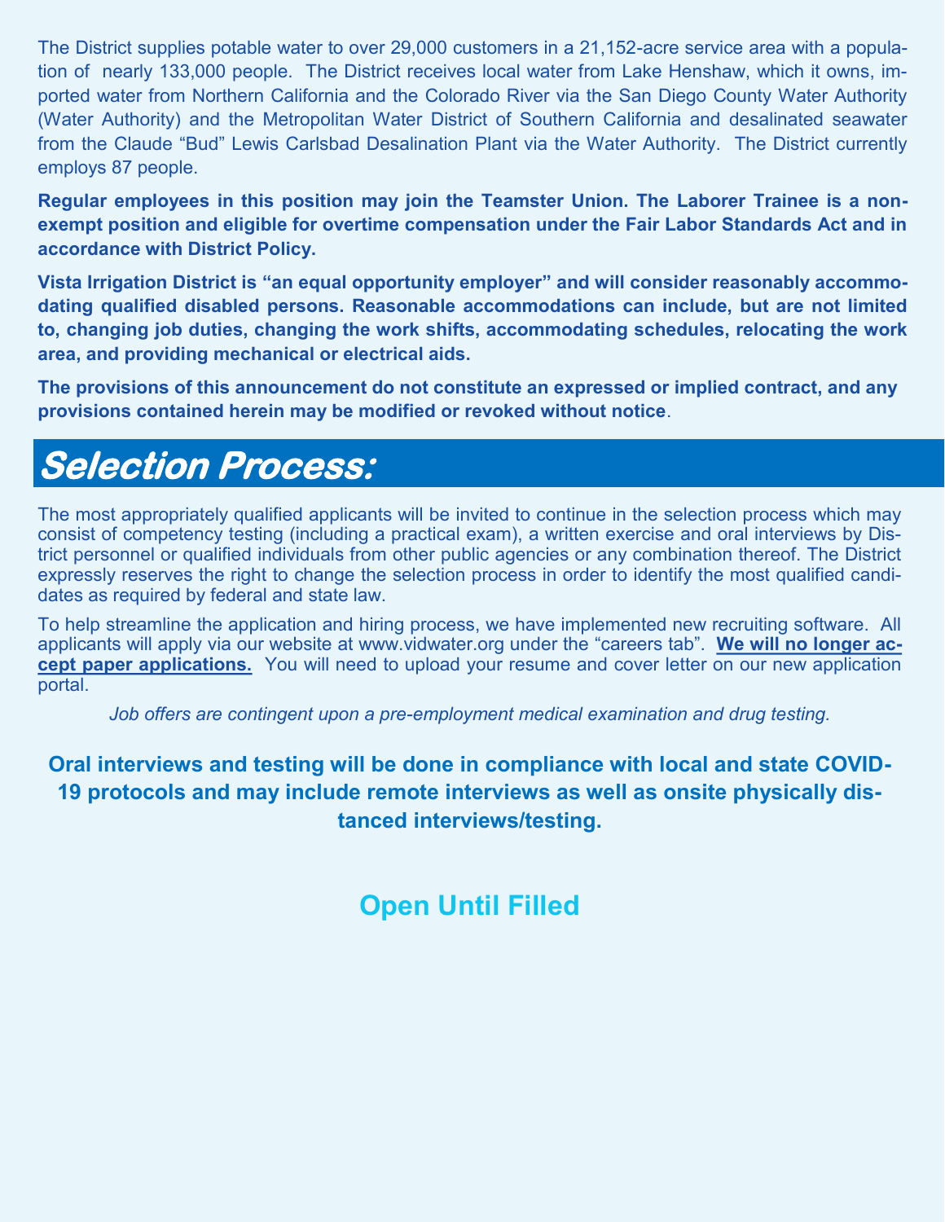The District supplies potable water to over 29,000 customers in a 21,152-acre service area with a population of nearly 133,000 people. The District receives local water from Lake Henshaw, which it owns, imported water from Northern California and the Colorado River via the San Diego County Water Authority (Water Authority) and the Metropolitan Water District of Southern California and desalinated seawater from the Claude "Bud" Lewis Carlsbad Desalination Plant via the Water Authority. The District currently employs 87 people.

**Regular employees in this position may join the Teamster Union. The Laborer Trainee is a non-exempt position and eligible for overtime compensation under the Fair Labor Standards Act and in accordance with District Policy.**

**Vista Irrigation District is "an equal opportunity employer" and will consider reasonably accommodating qualified disabled persons. Reasonable accommodations can include, but are not limited to, changing job duties, changing the work shifts, accommodating schedules, relocating the work area, and providing mechanical or electrical aids.**

**The provisions of this announcement do not constitute an expressed or implied contract, and any provisions contained herein may be modified or revoked without notice**.

## Selection Process:

The most appropriately qualified applicants will be invited to continue in the selection process which may consist of competency testing (including a practical exam), a written exercise and oral interviews by District personnel or qualified individuals from other public agencies or any combination thereof. The District expressly reserves the right to change the selection process in order to identify the most qualified candidates as required by federal and state law.

To help streamline the application and hiring process, we have implemented new recruiting software. All applicants will apply via our website at www.vidwater.org under the "careers tab". **We will no longer accept paper applications.** You will need to upload your resume and cover letter on our new application portal.

*Job offers are contingent upon a pre-employment medical examination and drug testing.*

**Oral interviews and testing will be done in compliance with local and state COVID-19 protocols and may include remote interviews as well as onsite physically distanced interviews/testing.**

**Open Until Filled**